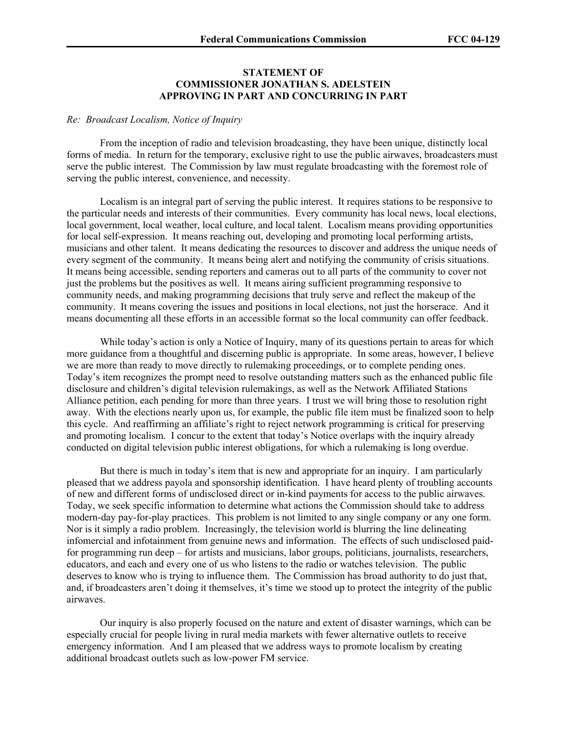**STATEMENT OF**
**COMMISSIONER JONATHAN S. ADELSTEIN**
**APPROVING IN PART AND CONCURRING IN PART**

*Re: Broadcast Localism, Notice of Inquiry*

From the inception of radio and television broadcasting, they have been unique, distinctly local forms of media. In return for the temporary, exclusive right to use the public airwaves, broadcasters must serve the public interest. The Commission by law must regulate broadcasting with the foremost role of serving the public interest, convenience, and necessity.

Localism is an integral part of serving the public interest. It requires stations to be responsive to the particular needs and interests of their communities. Every community has local news, local elections, local government, local weather, local culture, and local talent. Localism means providing opportunities for local self-expression. It means reaching out, developing and promoting local performing artists, musicians and other talent. It means dedicating the resources to discover and address the unique needs of every segment of the community. It means being alert and notifying the community of crisis situations. It means being accessible, sending reporters and cameras out to all parts of the community to cover not just the problems but the positives as well. It means airing sufficient programming responsive to community needs, and making programming decisions that truly serve and reflect the makeup of the community. It means covering the issues and positions in local elections, not just the horserace. And it means documenting all these efforts in an accessible format so the local community can offer feedback.

While today's action is only a Notice of Inquiry, many of its questions pertain to areas for which more guidance from a thoughtful and discerning public is appropriate. In some areas, however, I believe we are more than ready to move directly to rulemaking proceedings, or to complete pending ones. Today's item recognizes the prompt need to resolve outstanding matters such as the enhanced public file disclosure and children's digital television rulemakings, as well as the Network Affiliated Stations Alliance petition, each pending for more than three years. I trust we will bring those to resolution right away. With the elections nearly upon us, for example, the public file item must be finalized soon to help this cycle. And reaffirming an affiliate's right to reject network programming is critical for preserving and promoting localism. I concur to the extent that today's Notice overlaps with the inquiry already conducted on digital television public interest obligations, for which a rulemaking is long overdue.

But there is much in today's item that is new and appropriate for an inquiry. I am particularly pleased that we address payola and sponsorship identification. I have heard plenty of troubling accounts of new and different forms of undisclosed direct or in-kind payments for access to the public airwaves. Today, we seek specific information to determine what actions the Commission should take to address modern-day pay-for-play practices. This problem is not limited to any single company or any one form. Nor is it simply a radio problem. Increasingly, the television world is blurring the line delineating infomercial and infotainment from genuine news and information. The effects of such undisclosed paid-for programming run deep – for artists and musicians, labor groups, politicians, journalists, researchers, educators, and each and every one of us who listens to the radio or watches television. The public deserves to know who is trying to influence them. The Commission has broad authority to do just that, and, if broadcasters aren't doing it themselves, it's time we stood up to protect the integrity of the public airwaves.

Our inquiry is also properly focused on the nature and extent of disaster warnings, which can be especially crucial for people living in rural media markets with fewer alternative outlets to receive emergency information. And I am pleased that we address ways to promote localism by creating additional broadcast outlets such as low-power FM service.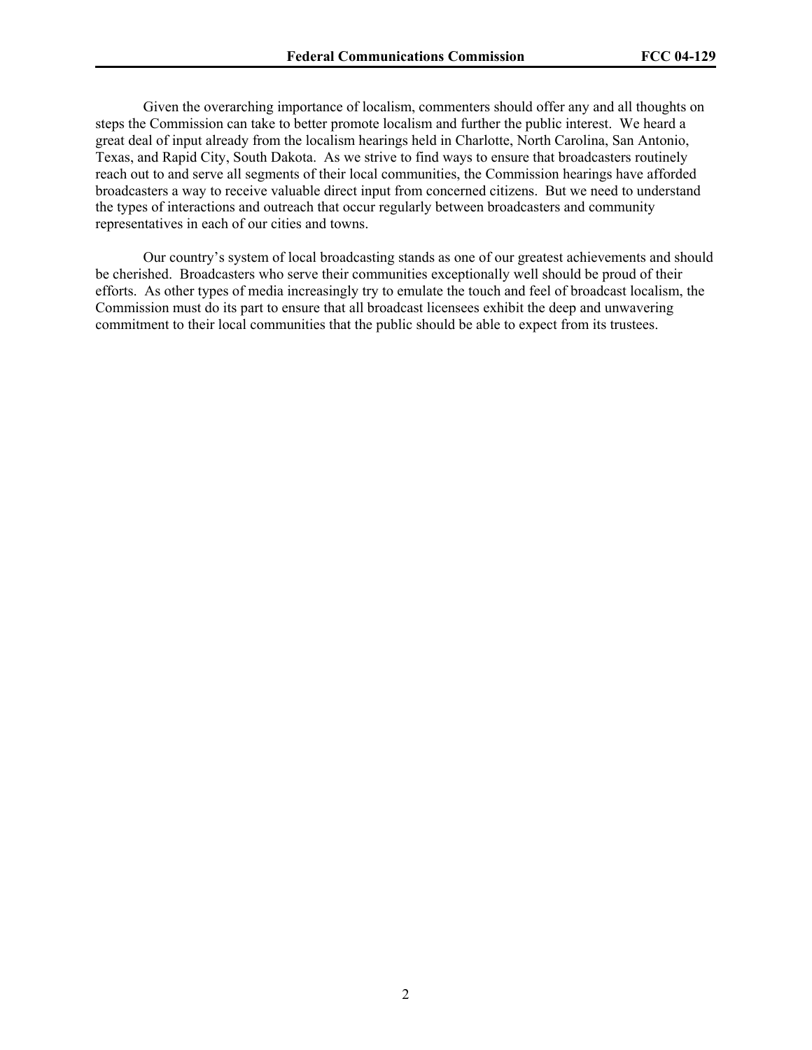Given the overarching importance of localism, commenters should offer any and all thoughts on steps the Commission can take to better promote localism and further the public interest. We heard a great deal of input already from the localism hearings held in Charlotte, North Carolina, San Antonio, Texas, and Rapid City, South Dakota. As we strive to find ways to ensure that broadcasters routinely reach out to and serve all segments of their local communities, the Commission hearings have afforded broadcasters a way to receive valuable direct input from concerned citizens. But we need to understand the types of interactions and outreach that occur regularly between broadcasters and community representatives in each of our cities and towns.

Our country's system of local broadcasting stands as one of our greatest achievements and should be cherished. Broadcasters who serve their communities exceptionally well should be proud of their efforts. As other types of media increasingly try to emulate the touch and feel of broadcast localism, the Commission must do its part to ensure that all broadcast licensees exhibit the deep and unwavering commitment to their local communities that the public should be able to expect from its trustees.